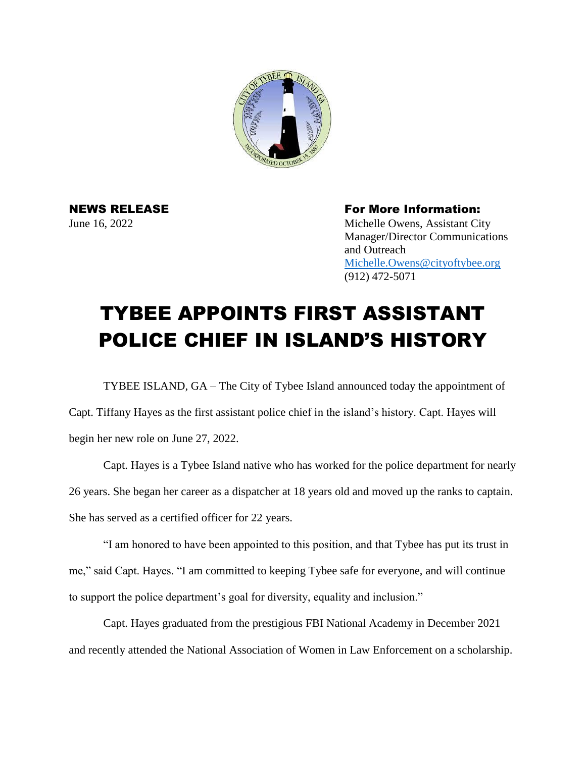**NEWS RELEASE**
June 16, 2022

**For More Information:**
Michelle Owens, Assistant City Manager/Director Communications and Outreach
Michelle.Owens@cityoftybee.org
(912) 472-5071

# TYBEE APPOINTS FIRST ASSISTANT POLICE CHIEF IN ISLAND'S HISTORY

TYBEE ISLAND, GA – The City of Tybee Island announced today the appointment of Capt. Tiffany Hayes as the first assistant police chief in the island's history. Capt. Hayes will begin her new role on June 27, 2022.

Capt. Hayes is a Tybee Island native who has worked for the police department for nearly 26 years. She began her career as a dispatcher at 18 years old and moved up the ranks to captain. She has served as a certified officer for 22 years.

"I am honored to have been appointed to this position, and that Tybee has put its trust in me," said Capt. Hayes. "I am committed to keeping Tybee safe for everyone, and will continue to support the police department's goal for diversity, equality and inclusion."

Capt. Hayes graduated from the prestigious FBI National Academy in December 2021 and recently attended the National Association of Women in Law Enforcement on a scholarship.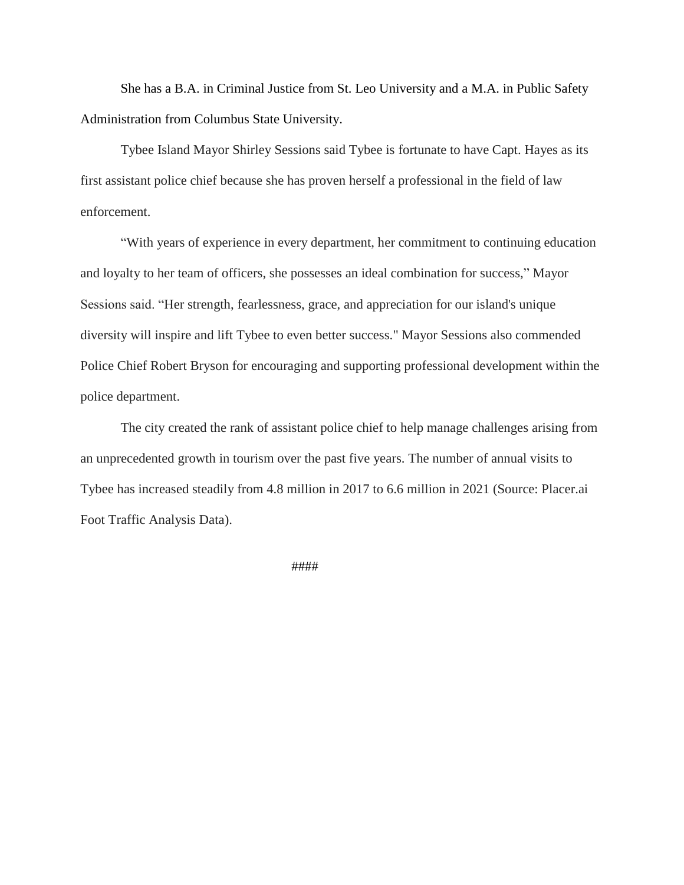She has a B.A. in Criminal Justice from St. Leo University and a M.A. in Public Safety Administration from Columbus State University.

Tybee Island Mayor Shirley Sessions said Tybee is fortunate to have Capt. Hayes as its first assistant police chief because she has proven herself a professional in the field of law enforcement.

"With years of experience in every department, her commitment to continuing education and loyalty to her team of officers, she possesses an ideal combination for success," Mayor Sessions said. "Her strength, fearlessness, grace, and appreciation for our island's unique diversity will inspire and lift Tybee to even better success." Mayor Sessions also commended Police Chief Robert Bryson for encouraging and supporting professional development within the police department.

The city created the rank of assistant police chief to help manage challenges arising from an unprecedented growth in tourism over the past five years. The number of annual visits to Tybee has increased steadily from 4.8 million in 2017 to 6.6 million in 2021 (Source: Placer.ai Foot Traffic Analysis Data).

####